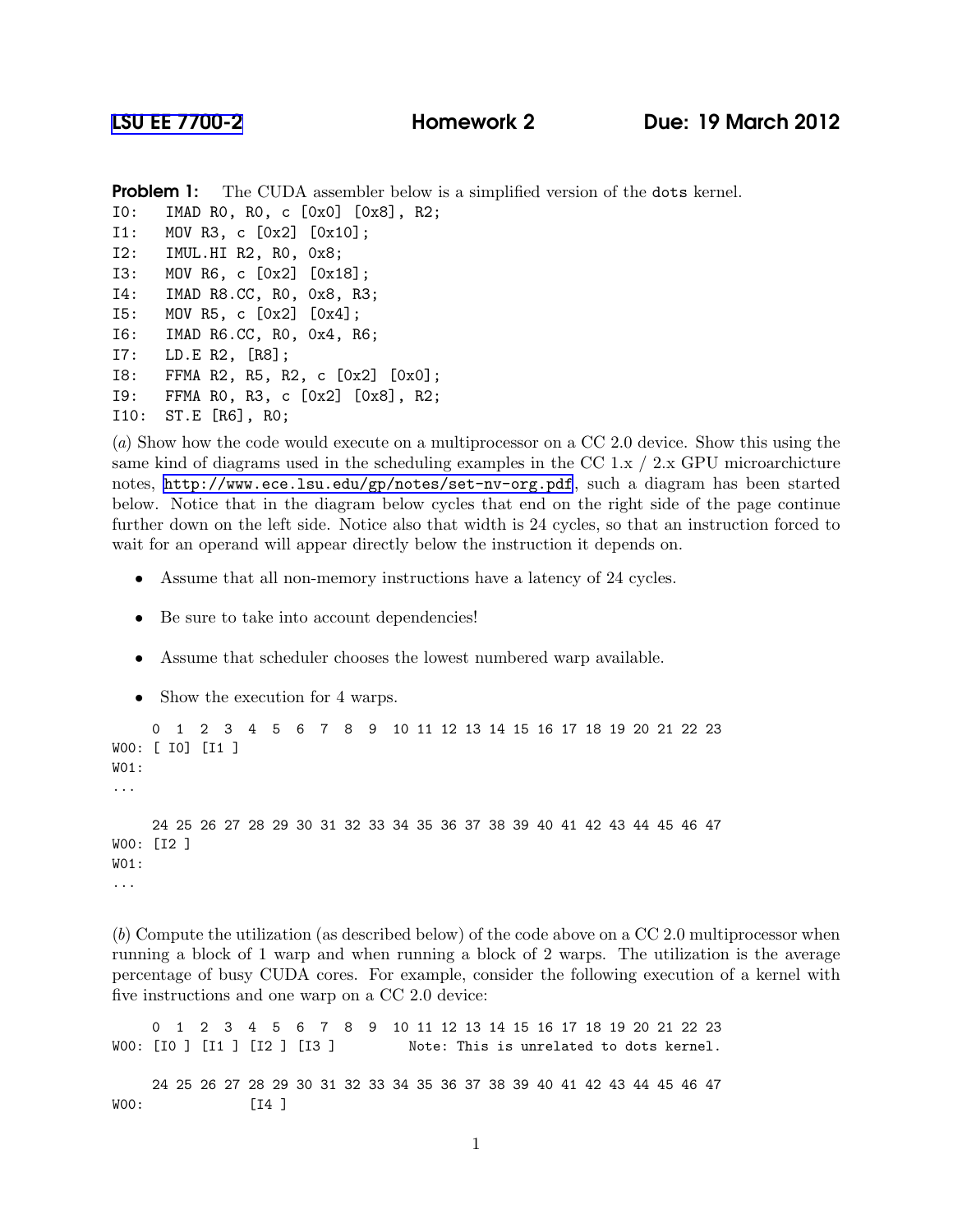LSU EE 7700-2 **Homework 2** **Due: 19 March 2012**

**Problem 1:** The CUDA assembler below is a simplified version of the dots kernel.

```
I0:   IMAD R0, R0, c [0x0] [0x8], R2;
I1:   MOV R3, c [0x2] [0x10];
I2:   IMUL.HI R2, R0, 0x8;
I3:   MOV R6, c [0x2] [0x18];
I4:   IMAD R8.CC, R0, 0x8, R3;
I5:   MOV R5, c [0x2] [0x4];
I6:   IMAD R6.CC, R0, 0x4, R6;
I7:   LD.E R2, [R8];
I8:   FFMA R2, R5, R2, c [0x2] [0x0];
I9:   FFMA R0, R3, c [0x2] [0x8], R2;
I10:  ST.E [R6], R0;
```

(*a*) Show how the code would execute on a multiprocessor on a CC 2.0 device. Show this using the same kind of diagrams used in the scheduling examples in the CC 1.x / 2.x GPU microarchicture notes, http://www.ece.lsu.edu/gp/notes/set-nv-org.pdf, such a diagram has been started below. Notice that in the diagram below cycles that end on the right side of the page continue further down on the left side. Notice also that width is 24 cycles, so that an instruction forced to wait for an operand will appear directly below the instruction it depends on.

- Assume that all non-memory instructions have a latency of 24 cycles.
- Be sure to take into account dependencies!
- Assume that scheduler chooses the lowest numbered warp available.
- Show the execution for 4 warps.

```
     0  1  2  3  4  5  6  7  8  9  10 11 12 13 14 15 16 17 18 19 20 21 22 23
W00: [ I0] [I1 ]
W01:
...

     24 25 26 27 28 29 30 31 32 33 34 35 36 37 38 39 40 41 42 43 44 45 46 47
W00: [I2 ]
W01:
...
```

(*b*) Compute the utilization (as described below) of the code above on a CC 2.0 multiprocessor when running a block of 1 warp and when running a block of 2 warps. The utilization is the average percentage of busy CUDA cores. For example, consider the following execution of a kernel with five instructions and one warp on a CC 2.0 device:

```
     0  1  2  3  4  5  6  7  8  9  10 11 12 13 14 15 16 17 18 19 20 21 22 23
W00: [I0 ] [I1 ] [I2 ] [I3 ]         Note: This is unrelated to dots kernel.

     24 25 26 27 28 29 30 31 32 33 34 35 36 37 38 39 40 41 42 43 44 45 46 47
W00:             [I4 ]
```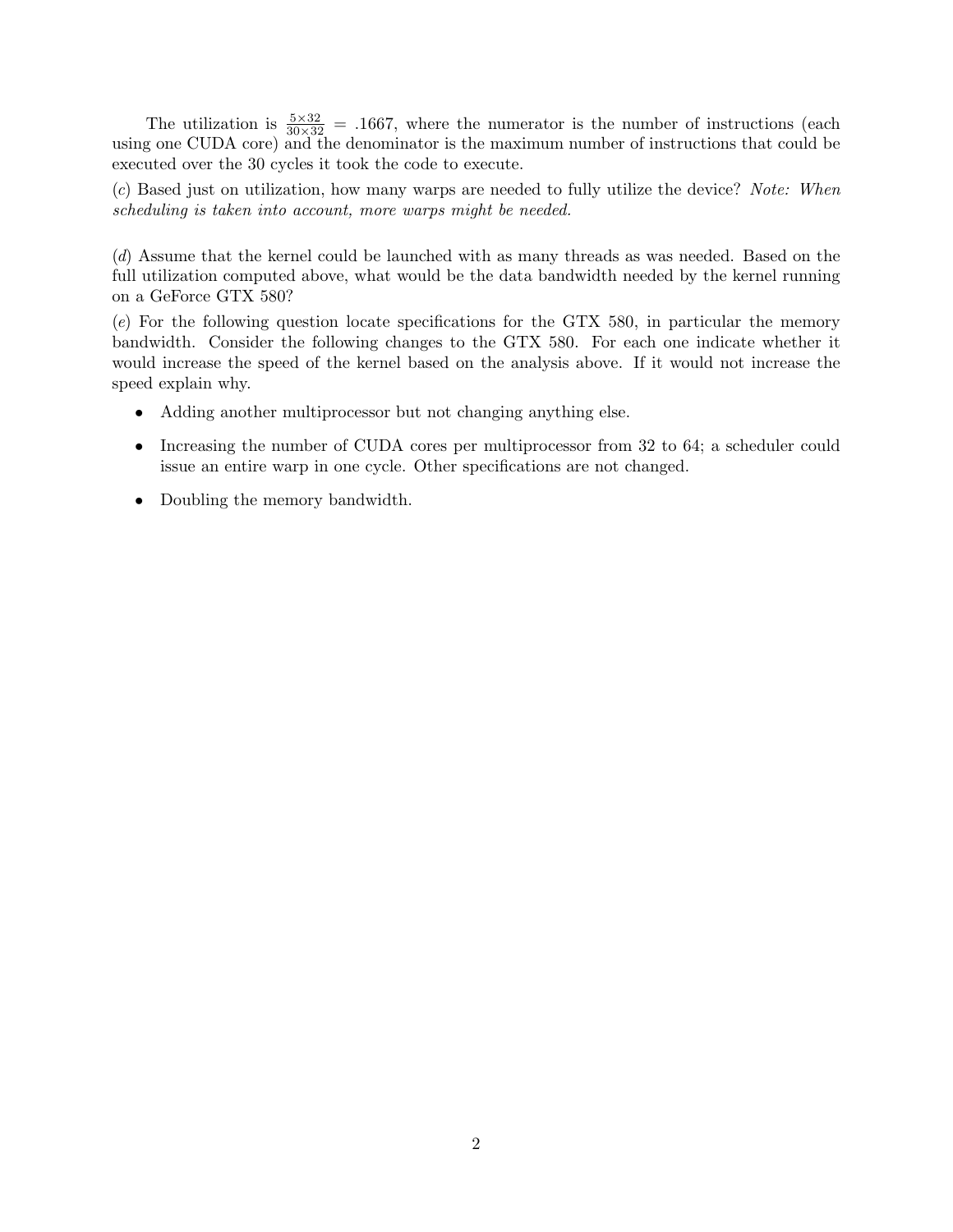The utilization is $\frac{5 \times 32}{30 \times 32} = .1667$, where the numerator is the number of instructions (each using one CUDA core) and the denominator is the maximum number of instructions that could be executed over the 30 cycles it took the code to execute.

(*c*) Based just on utilization, how many warps are needed to fully utilize the device? *Note: When scheduling is taken into account, more warps might be needed.*

(*d*) Assume that the kernel could be launched with as many threads as was needed. Based on the full utilization computed above, what would be the data bandwidth needed by the kernel running on a GeForce GTX 580?

(*e*) For the following question locate specifications for the GTX 580, in particular the memory bandwidth. Consider the following changes to the GTX 580. For each one indicate whether it would increase the speed of the kernel based on the analysis above. If it would not increase the speed explain why.

- Adding another multiprocessor but not changing anything else.
- Increasing the number of CUDA cores per multiprocessor from 32 to 64; a scheduler could issue an entire warp in one cycle. Other specifications are not changed.
- Doubling the memory bandwidth.